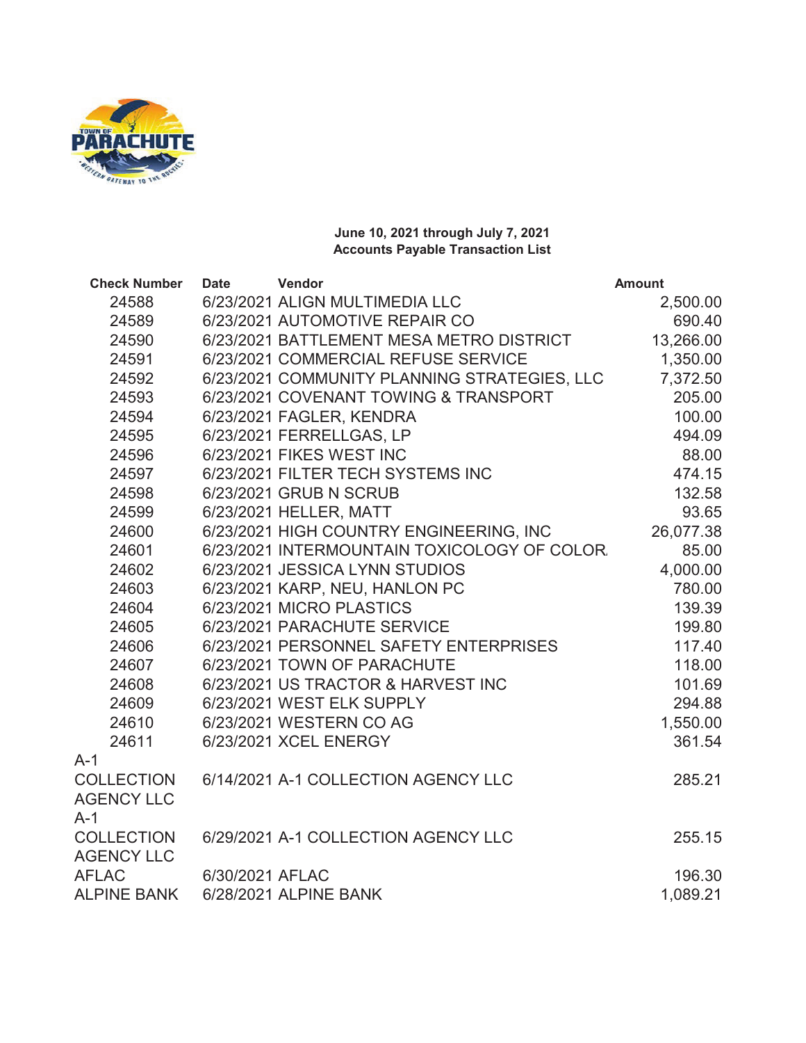**June 10, 2021 through July 7, 2021**
**Accounts Payable Transaction List**

| Check Number | Date | Vendor | Amount |
|---|---|---|---|
| 24588 | 6/23/2021 | ALIGN MULTIMEDIA LLC | 2,500.00 |
| 24589 | 6/23/2021 | AUTOMOTIVE REPAIR CO | 690.40 |
| 24590 | 6/23/2021 | BATTLEMENT MESA METRO DISTRICT | 13,266.00 |
| 24591 | 6/23/2021 | COMMERCIAL REFUSE SERVICE | 1,350.00 |
| 24592 | 6/23/2021 | COMMUNITY PLANNING STRATEGIES, LLC | 7,372.50 |
| 24593 | 6/23/2021 | COVENANT TOWING & TRANSPORT | 205.00 |
| 24594 | 6/23/2021 | FAGLER, KENDRA | 100.00 |
| 24595 | 6/23/2021 | FERRELLGAS, LP | 494.09 |
| 24596 | 6/23/2021 | FIKES WEST INC | 88.00 |
| 24597 | 6/23/2021 | FILTER TECH SYSTEMS INC | 474.15 |
| 24598 | 6/23/2021 | GRUB N SCRUB | 132.58 |
| 24599 | 6/23/2021 | HELLER, MATT | 93.65 |
| 24600 | 6/23/2021 | HIGH COUNTRY ENGINEERING, INC | 26,077.38 |
| 24601 | 6/23/2021 | INTERMOUNTAIN TOXICOLOGY OF COLOR. | 85.00 |
| 24602 | 6/23/2021 | JESSICA LYNN STUDIOS | 4,000.00 |
| 24603 | 6/23/2021 | KARP, NEU, HANLON PC | 780.00 |
| 24604 | 6/23/2021 | MICRO PLASTICS | 139.39 |
| 24605 | 6/23/2021 | PARACHUTE SERVICE | 199.80 |
| 24606 | 6/23/2021 | PERSONNEL SAFETY ENTERPRISES | 117.40 |
| 24607 | 6/23/2021 | TOWN OF PARACHUTE | 118.00 |
| 24608 | 6/23/2021 | US TRACTOR & HARVEST INC | 101.69 |
| 24609 | 6/23/2021 | WEST ELK SUPPLY | 294.88 |
| 24610 | 6/23/2021 | WESTERN CO AG | 1,550.00 |
| 24611 | 6/23/2021 | XCEL ENERGY | 361.54 |
| A-1 COLLECTION AGENCY LLC | 6/14/2021 | A-1 COLLECTION AGENCY LLC | 285.21 |
| A-1 COLLECTION AGENCY LLC | 6/29/2021 | A-1 COLLECTION AGENCY LLC | 255.15 |
| AFLAC | 6/30/2021 | AFLAC | 196.30 |
| ALPINE BANK | 6/28/2021 | ALPINE BANK | 1,089.21 |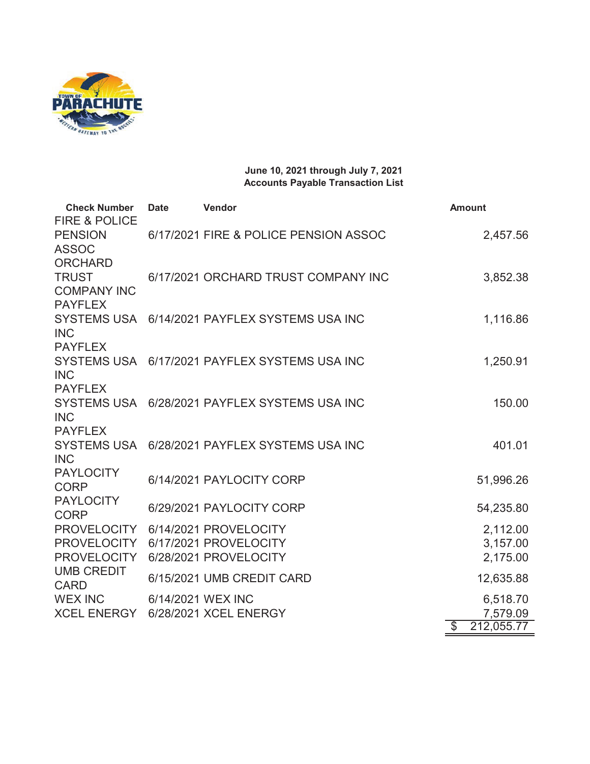**June 10, 2021 through July 7, 2021**
**Accounts Payable Transaction List**

| Check Number | Date | Vendor | Amount |
|---|---|---|---|
| FIRE & POLICE PENSION ASSOC | 6/17/2021 | FIRE & POLICE PENSION ASSOC | 2,457.56 |
| ORCHARD TRUST COMPANY INC | 6/17/2021 | ORCHARD TRUST COMPANY INC | 3,852.38 |
| PAYFLEX SYSTEMS USA INC | 6/14/2021 | PAYFLEX SYSTEMS USA INC | 1,116.86 |
| PAYFLEX SYSTEMS USA INC | 6/17/2021 | PAYFLEX SYSTEMS USA INC | 1,250.91 |
| PAYFLEX SYSTEMS USA INC | 6/28/2021 | PAYFLEX SYSTEMS USA INC | 150.00 |
| PAYFLEX SYSTEMS USA INC | 6/28/2021 | PAYFLEX SYSTEMS USA INC | 401.01 |
| PAYLOCITY CORP | 6/14/2021 | PAYLOCITY CORP | 51,996.26 |
| PAYLOCITY CORP | 6/29/2021 | PAYLOCITY CORP | 54,235.80 |
| PROVELOCITY | 6/14/2021 | PROVELOCITY | 2,112.00 |
| PROVELOCITY | 6/17/2021 | PROVELOCITY | 3,157.00 |
| PROVELOCITY | 6/28/2021 | PROVELOCITY | 2,175.00 |
| UMB CREDIT CARD | 6/15/2021 | UMB CREDIT CARD | 12,635.88 |
| WEX INC | 6/14/2021 | WEX INC | 6,518.70 |
| XCEL ENERGY | 6/28/2021 | XCEL ENERGY | 7,579.09 |
| | | | $ 212,055.77 |